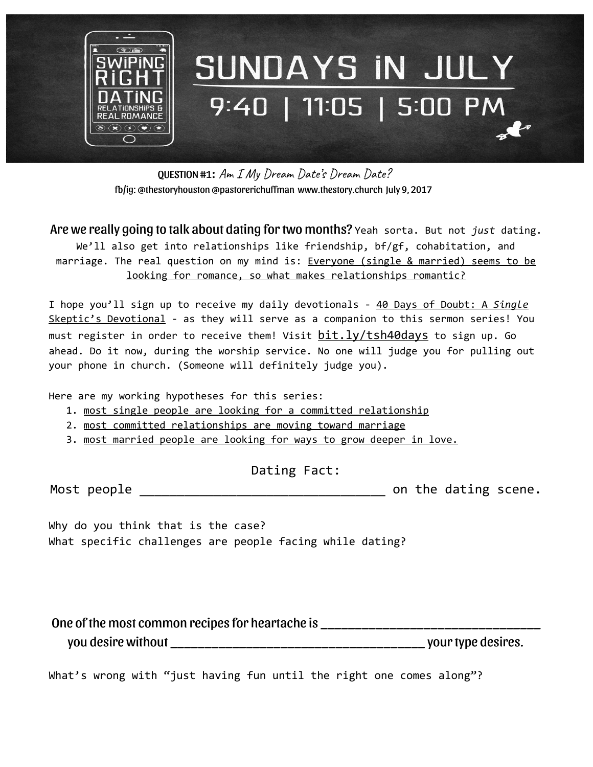SWIPING RIGHT
DATING RELATIONSHIPS & REAL ROMANCE

# SUNDAYS IN JULY

## 9:40 | 11:05 | 5:00 PM

**QUESTION #1:** *Am I My Dream Date's Dream Date?*

fb/ig: @thestoryhouston @pastorerichuffman www.thestory.church July 9, 2017

**Are we really going to talk about dating for two months?** Yeah sorta. But not *just* dating. We'll also get into relationships like friendship, bf/gf, cohabitation, and marriage. The real question on my mind is: Everyone (single & married) seems to be looking for romance, so what makes relationships romantic?

I hope you'll sign up to receive my daily devotionals - 40 Days of Doubt: A *Single* Skeptic's Devotional - as they will serve as a companion to this sermon series! You must register in order to receive them! Visit bit.ly/tsh40days to sign up. Go ahead. Do it now, during the worship service. No one will judge you for pulling out your phone in church. (Someone will definitely judge you).

Here are my working hypotheses for this series:

1. most single people are looking for a committed relationship
2. most committed relationships are moving toward marriage
3. most married people are looking for ways to grow deeper in love.

Dating Fact:

Most people ________________________________ on the dating scene.

Why do you think that is the case?
What specific challenges are people facing while dating?

**One of the most common recipes for heartache is ________________________________ you desire without ________________________________ your type desires.**

What's wrong with "just having fun until the right one comes along"?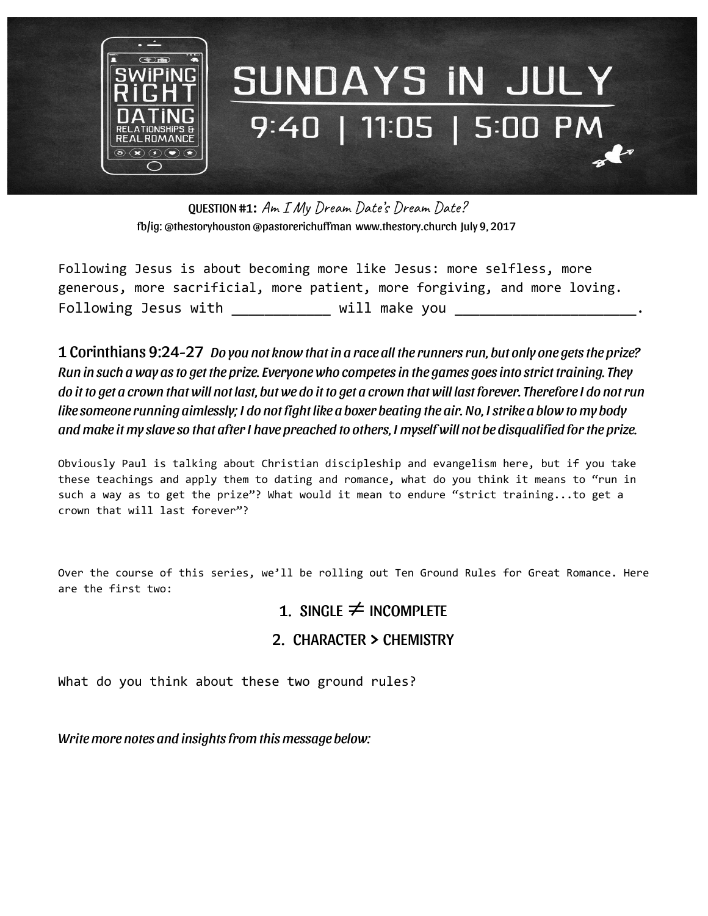# SWIPING RIGHT: DATING, RELATIONSHIPS & REAL ROMANCE

## SUNDAYS IN JULY

## 9:40 | 11:05 | 5:00 PM

**QUESTION #1:** *Am I My Dream Date's Dream Date?*

fb/ig: @thestoryhouston @pastorerichuffman www.thestory.church July 9, 2017

Following Jesus is about becoming more like Jesus: more selfless, more generous, more sacrificial, more patient, more forgiving, and more loving. Following Jesus with ___________ will make you _____________________.

**1 Corinthians 9:24-27** *Do you not know that in a race all the runners run, but only one gets the prize? Run in such a way as to get the prize. Everyone who competes in the games goes into strict training. They do it to get a crown that will not last, but we do it to get a crown that will last forever. Therefore I do not run like someone running aimlessly; I do not fight like a boxer beating the air. No, I strike a blow to my body and make it my slave so that after I have preached to others, I myself will not be disqualified for the prize.*

Obviously Paul is talking about Christian discipleship and evangelism here, but if you take these teachings and apply them to dating and romance, what do you think it means to "run in such a way as to get the prize"? What would it mean to endure "strict training...to get a crown that will last forever"?

Over the course of this series, we'll be rolling out Ten Ground Rules for Great Romance. Here are the first two:

1. **SINGLE $\neq$ INCOMPLETE**
2. **CHARACTER > CHEMISTRY**

What do you think about these two ground rules?

*Write more notes and insights from this message below:*